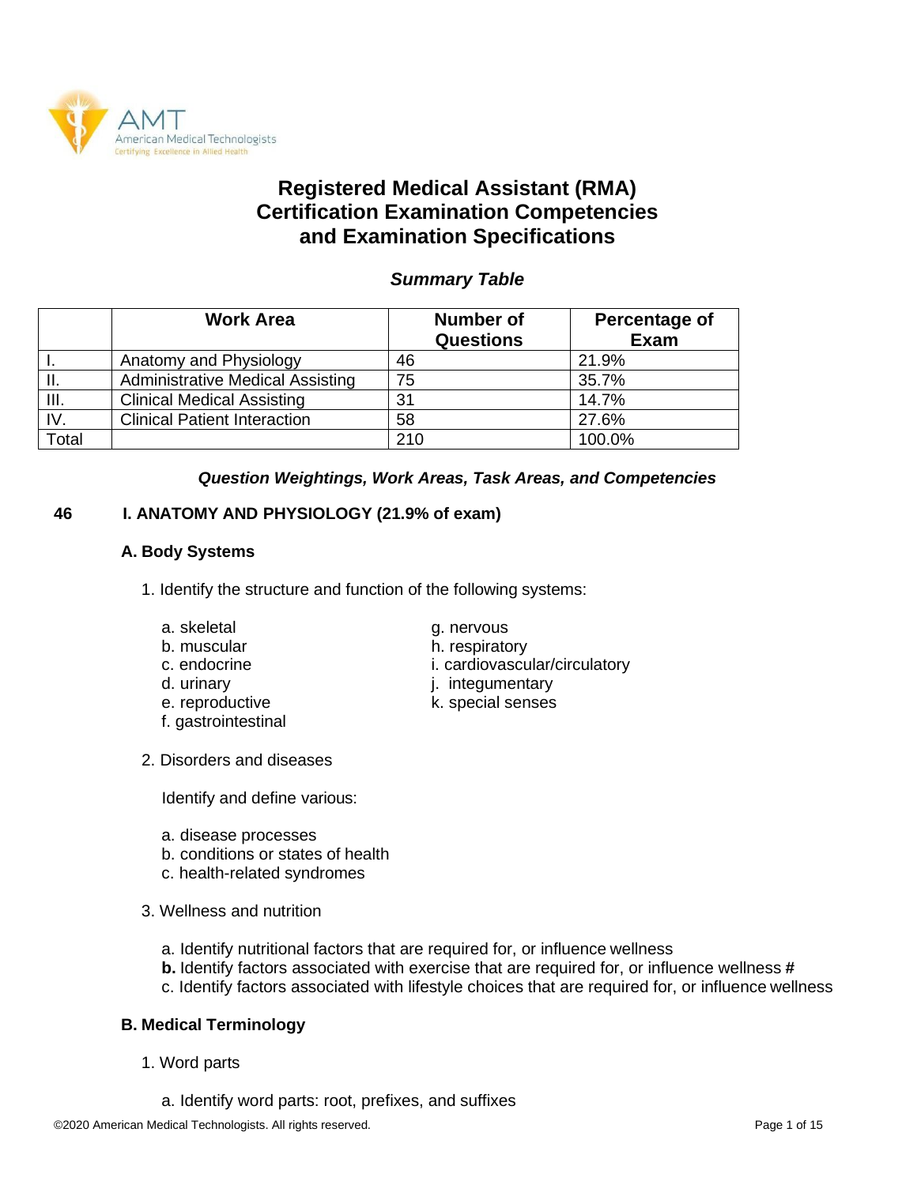# Registered Medical Assistant (RMA) Certification Examination Competencies and Examination Specifications

## *Summary Table*

| | Work Area | Number of Questions | Percentage of Exam |
|---|---|---|---|
| I. | Anatomy and Physiology | 46 | 21.9% |
| II. | Administrative Medical Assisting | 75 | 35.7% |
| III. | Clinical Medical Assisting | 31 | 14.7% |
| IV. | Clinical Patient Interaction | 58 | 27.6% |
| Total | | 210 | 100.0% |

***Question Weightings, Work Areas, Task Areas, and Competencies***

**46 I. ANATOMY AND PHYSIOLOGY (21.9% of exam)**

**A. Body Systems**

1. Identify the structure and function of the following systems:

   a. skeletal
   b. muscular
   c. endocrine
   d. urinary
   e. reproductive
   f. gastrointestinal
   g. nervous
   h. respiratory
   i. cardiovascular/circulatory
   j. integumentary
   k. special senses

2. Disorders and diseases

   Identify and define various:

   a. disease processes
   b. conditions or states of health
   c. health-related syndromes

3. Wellness and nutrition

   a. Identify nutritional factors that are required for, or influence wellness
   **b.** Identify factors associated with exercise that are required for, or influence wellness **#**
   c. Identify factors associated with lifestyle choices that are required for, or influence wellness

**B. Medical Terminology**

1. Word parts

   a. Identify word parts: root, prefixes, and suffixes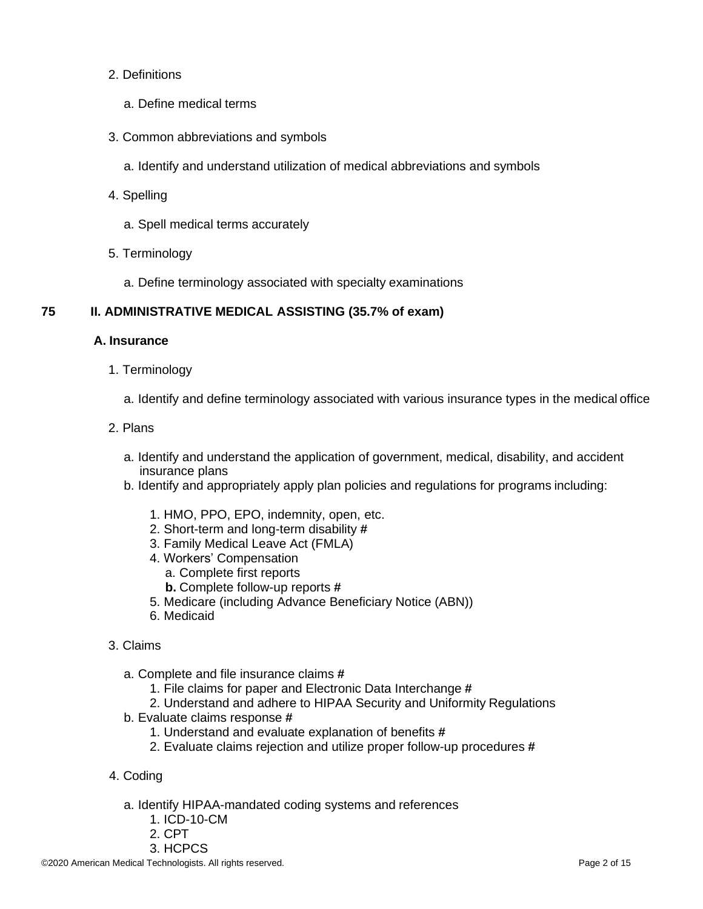2. Definitions

   a. Define medical terms

3. Common abbreviations and symbols

   a. Identify and understand utilization of medical abbreviations and symbols

4. Spelling

   a. Spell medical terms accurately

5. Terminology

   a. Define terminology associated with specialty examinations

**75 II. ADMINISTRATIVE MEDICAL ASSISTING (35.7% of exam)**

**A. Insurance**

1. Terminology

   a. Identify and define terminology associated with various insurance types in the medical office

2. Plans

   a. Identify and understand the application of government, medical, disability, and accident insurance plans
   b. Identify and appropriately apply plan policies and regulations for programs including:

      1. HMO, PPO, EPO, indemnity, open, etc.
      2. Short-term and long-term disability #
      3. Family Medical Leave Act (FMLA)
      4. Workers' Compensation
         a. Complete first reports
         **b.** Complete follow-up reports #
      5. Medicare (including Advance Beneficiary Notice (ABN))
      6. Medicaid

3. Claims

   a. Complete and file insurance claims #
      1. File claims for paper and Electronic Data Interchange #
      2. Understand and adhere to HIPAA Security and Uniformity Regulations
   b. Evaluate claims response #
      1. Understand and evaluate explanation of benefits #
      2. Evaluate claims rejection and utilize proper follow-up procedures #

4. Coding

   a. Identify HIPAA-mandated coding systems and references
      1. ICD-10-CM
      2. CPT
      3. HCPCS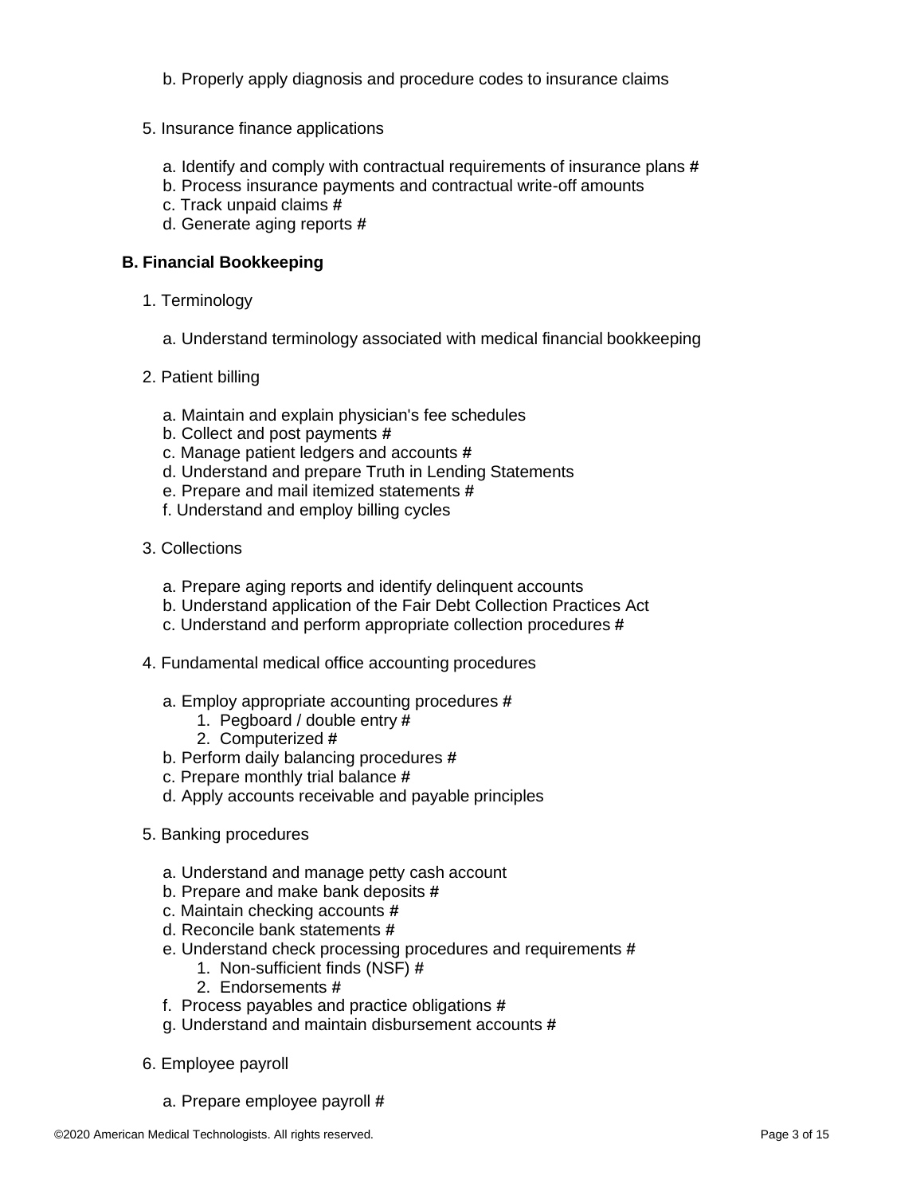b. Properly apply diagnosis and procedure codes to insurance claims

5. Insurance finance applications

    a. Identify and comply with contractual requirements of insurance plans #
    b. Process insurance payments and contractual write-off amounts
    c. Track unpaid claims #
    d. Generate aging reports #

**B. Financial Bookkeeping**

1. Terminology

    a. Understand terminology associated with medical financial bookkeeping

2. Patient billing

    a. Maintain and explain physician's fee schedules
    b. Collect and post payments #
    c. Manage patient ledgers and accounts #
    d. Understand and prepare Truth in Lending Statements
    e. Prepare and mail itemized statements #
    f. Understand and employ billing cycles

3. Collections

    a. Prepare aging reports and identify delinquent accounts
    b. Understand application of the Fair Debt Collection Practices Act
    c. Understand and perform appropriate collection procedures #

4. Fundamental medical office accounting procedures

    a. Employ appropriate accounting procedures #
        1. Pegboard / double entry #
        2. Computerized #
    b. Perform daily balancing procedures #
    c. Prepare monthly trial balance #
    d. Apply accounts receivable and payable principles

5. Banking procedures

    a. Understand and manage petty cash account
    b. Prepare and make bank deposits #
    c. Maintain checking accounts #
    d. Reconcile bank statements #
    e. Understand check processing procedures and requirements #
        1. Non-sufficient finds (NSF) #
        2. Endorsements #
    f. Process payables and practice obligations #
    g. Understand and maintain disbursement accounts #

6. Employee payroll

    a. Prepare employee payroll #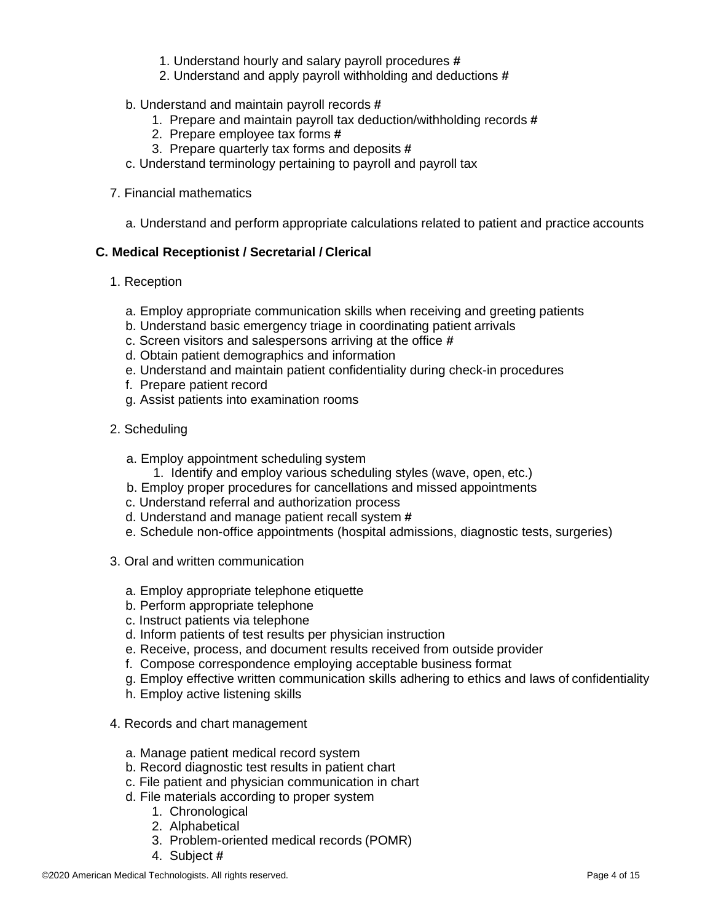1. Understand hourly and salary payroll procedures #
2. Understand and apply payroll withholding and deductions #

b. Understand and maintain payroll records #
   1. Prepare and maintain payroll tax deduction/withholding records #
   2. Prepare employee tax forms #
   3. Prepare quarterly tax forms and deposits #

c. Understand terminology pertaining to payroll and payroll tax

7. Financial mathematics

   a. Understand and perform appropriate calculations related to patient and practice accounts

**C. Medical Receptionist / Secretarial / Clerical**

1. Reception

   a. Employ appropriate communication skills when receiving and greeting patients
   b. Understand basic emergency triage in coordinating patient arrivals
   c. Screen visitors and salespersons arriving at the office #
   d. Obtain patient demographics and information
   e. Understand and maintain patient confidentiality during check-in procedures
   f. Prepare patient record
   g. Assist patients into examination rooms

2. Scheduling

   a. Employ appointment scheduling system
      1. Identify and employ various scheduling styles (wave, open, etc.)
   b. Employ proper procedures for cancellations and missed appointments
   c. Understand referral and authorization process
   d. Understand and manage patient recall system #
   e. Schedule non-office appointments (hospital admissions, diagnostic tests, surgeries)

3. Oral and written communication

   a. Employ appropriate telephone etiquette
   b. Perform appropriate telephone
   c. Instruct patients via telephone
   d. Inform patients of test results per physician instruction
   e. Receive, process, and document results received from outside provider
   f. Compose correspondence employing acceptable business format
   g. Employ effective written communication skills adhering to ethics and laws of confidentiality
   h. Employ active listening skills

4. Records and chart management

   a. Manage patient medical record system
   b. Record diagnostic test results in patient chart
   c. File patient and physician communication in chart
   d. File materials according to proper system
      1. Chronological
      2. Alphabetical
      3. Problem-oriented medical records (POMR)
      4. Subject #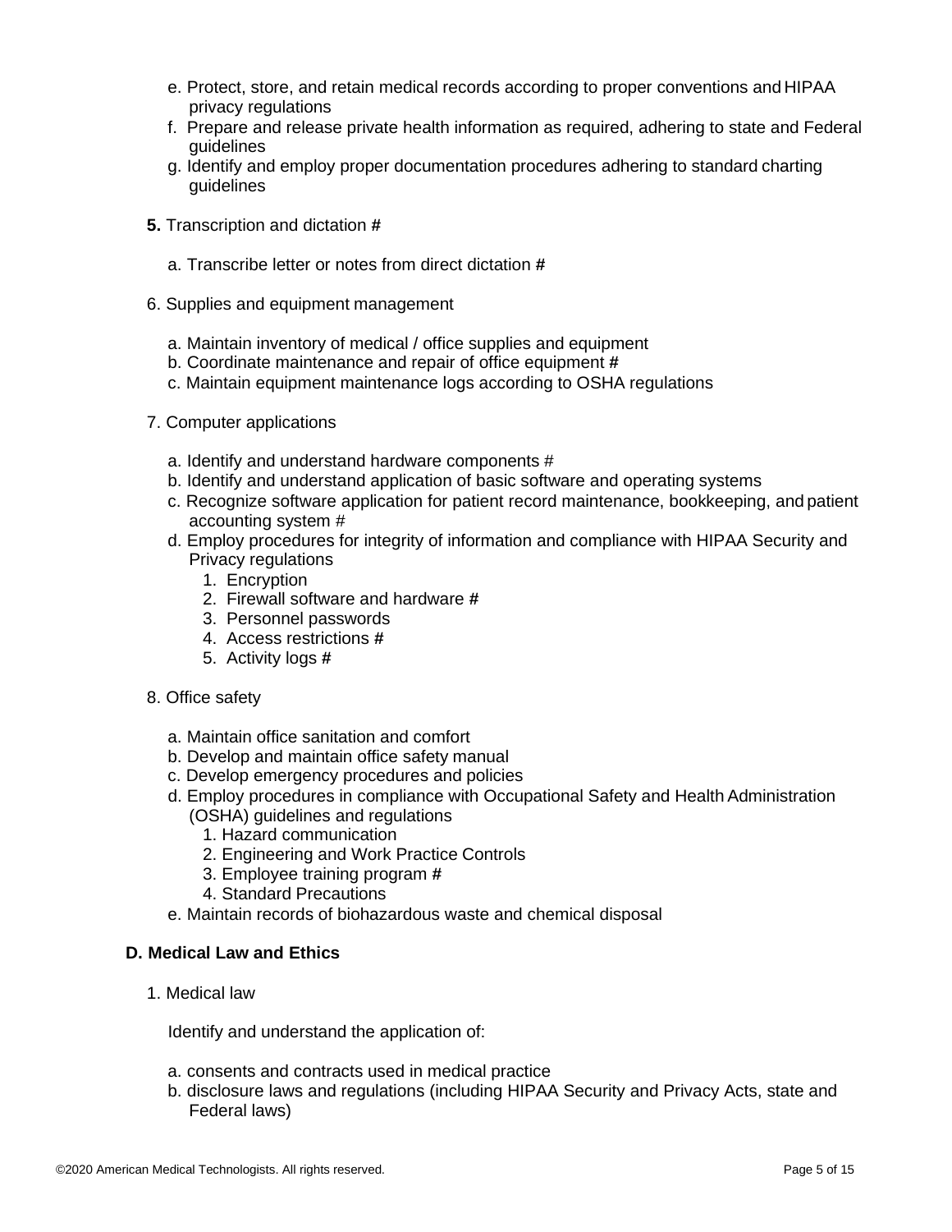e. Protect, store, and retain medical records according to proper conventions and HIPAA privacy regulations
   f. Prepare and release private health information as required, adhering to state and Federal guidelines
   g. Identify and employ proper documentation procedures adhering to standard charting guidelines

**5.** Transcription and dictation #

   a. Transcribe letter or notes from direct dictation #

6. Supplies and equipment management

   a. Maintain inventory of medical / office supplies and equipment
   b. Coordinate maintenance and repair of office equipment #
   c. Maintain equipment maintenance logs according to OSHA regulations

7. Computer applications

   a. Identify and understand hardware components #
   b. Identify and understand application of basic software and operating systems
   c. Recognize software application for patient record maintenance, bookkeeping, and patient accounting system #
   d. Employ procedures for integrity of information and compliance with HIPAA Security and Privacy regulations
      1. Encryption
      2. Firewall software and hardware #
      3. Personnel passwords
      4. Access restrictions #
      5. Activity logs #

8. Office safety

   a. Maintain office sanitation and comfort
   b. Develop and maintain office safety manual
   c. Develop emergency procedures and policies
   d. Employ procedures in compliance with Occupational Safety and Health Administration (OSHA) guidelines and regulations
      1. Hazard communication
      2. Engineering and Work Practice Controls
      3. Employee training program #
      4. Standard Precautions
   e. Maintain records of biohazardous waste and chemical disposal

**D. Medical Law and Ethics**

1. Medical law

   Identify and understand the application of:

   a. consents and contracts used in medical practice
   b. disclosure laws and regulations (including HIPAA Security and Privacy Acts, state and Federal laws)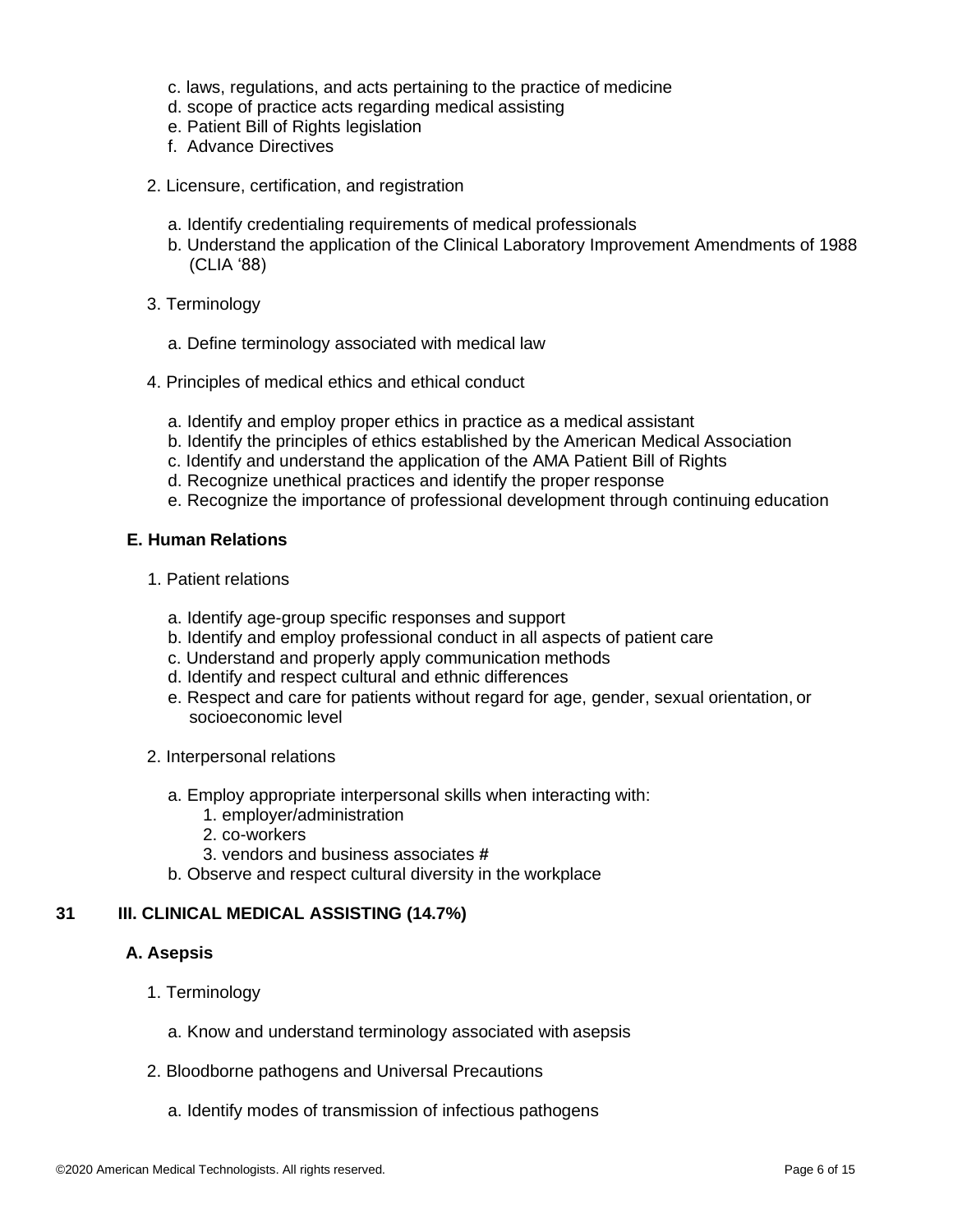c. laws, regulations, and acts pertaining to the practice of medicine
d. scope of practice acts regarding medical assisting
e. Patient Bill of Rights legislation
f. Advance Directives

2. Licensure, certification, and registration

   a. Identify credentialing requirements of medical professionals
   b. Understand the application of the Clinical Laboratory Improvement Amendments of 1988 (CLIA '88)

3. Terminology

   a. Define terminology associated with medical law

4. Principles of medical ethics and ethical conduct

   a. Identify and employ proper ethics in practice as a medical assistant
   b. Identify the principles of ethics established by the American Medical Association
   c. Identify and understand the application of the AMA Patient Bill of Rights
   d. Recognize unethical practices and identify the proper response
   e. Recognize the importance of professional development through continuing education

**E. Human Relations**

1. Patient relations

   a. Identify age-group specific responses and support
   b. Identify and employ professional conduct in all aspects of patient care
   c. Understand and properly apply communication methods
   d. Identify and respect cultural and ethnic differences
   e. Respect and care for patients without regard for age, gender, sexual orientation, or socioeconomic level

2. Interpersonal relations

   a. Employ appropriate interpersonal skills when interacting with:
      1. employer/administration
      2. co-workers
      3. vendors and business associates #
   b. Observe and respect cultural diversity in the workplace

**31 III. CLINICAL MEDICAL ASSISTING (14.7%)**

**A. Asepsis**

1. Terminology

   a. Know and understand terminology associated with asepsis

2. Bloodborne pathogens and Universal Precautions

   a. Identify modes of transmission of infectious pathogens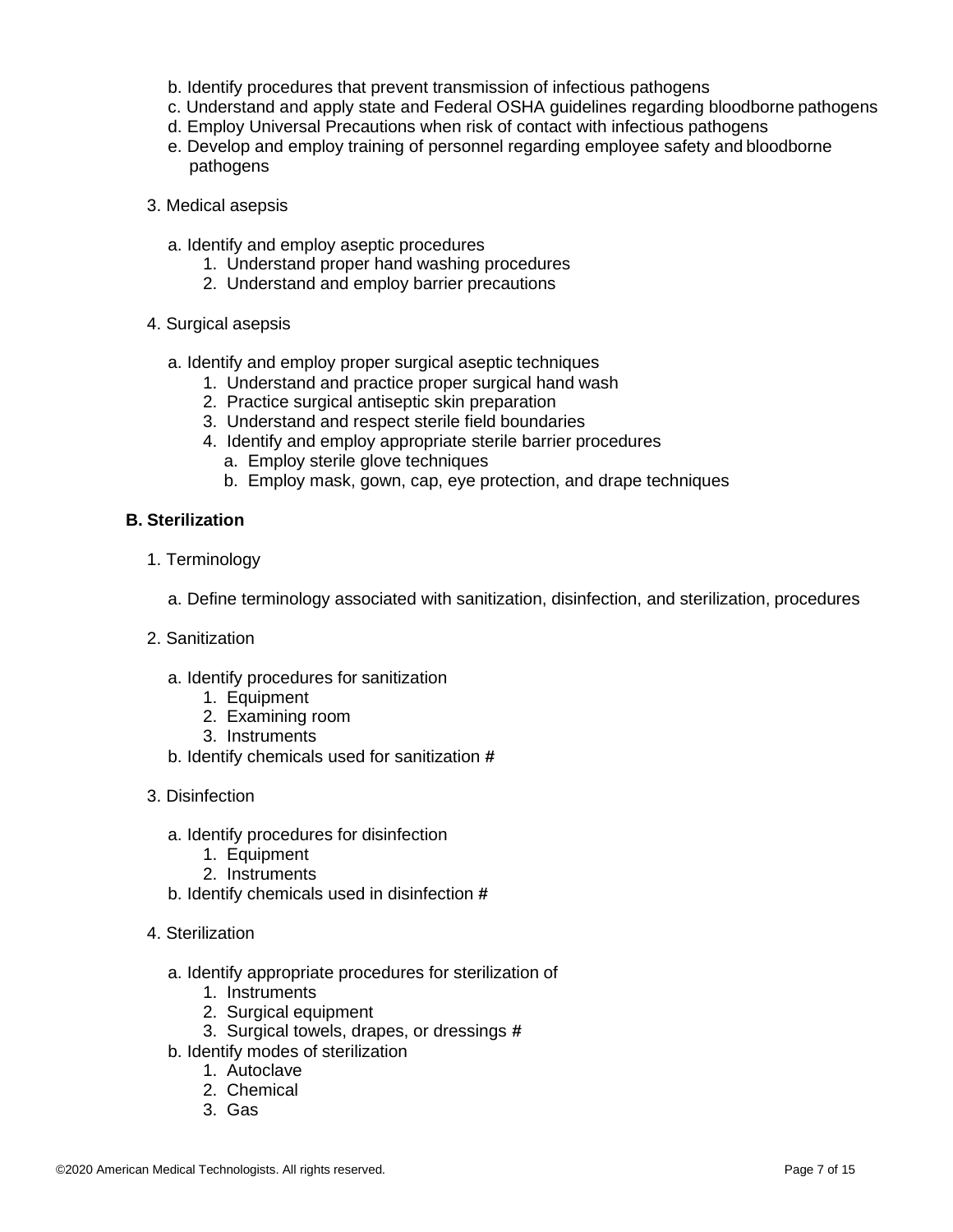b. Identify procedures that prevent transmission of infectious pathogens
c. Understand and apply state and Federal OSHA guidelines regarding bloodborne pathogens
d. Employ Universal Precautions when risk of contact with infectious pathogens
e. Develop and employ training of personnel regarding employee safety and bloodborne pathogens

3. Medical asepsis

a. Identify and employ aseptic procedures
    1. Understand proper hand washing procedures
    2. Understand and employ barrier precautions

4. Surgical asepsis

a. Identify and employ proper surgical aseptic techniques
    1. Understand and practice proper surgical hand wash
    2. Practice surgical antiseptic skin preparation
    3. Understand and respect sterile field boundaries
    4. Identify and employ appropriate sterile barrier procedures
        a. Employ sterile glove techniques
        b. Employ mask, gown, cap, eye protection, and drape techniques

**B. Sterilization**

1. Terminology

a. Define terminology associated with sanitization, disinfection, and sterilization, procedures

2. Sanitization

a. Identify procedures for sanitization
    1. Equipment
    2. Examining room
    3. Instruments
b. Identify chemicals used for sanitization #

3. Disinfection

a. Identify procedures for disinfection
    1. Equipment
    2. Instruments
b. Identify chemicals used in disinfection #

4. Sterilization

a. Identify appropriate procedures for sterilization of
    1. Instruments
    2. Surgical equipment
    3. Surgical towels, drapes, or dressings #
b. Identify modes of sterilization
    1. Autoclave
    2. Chemical
    3. Gas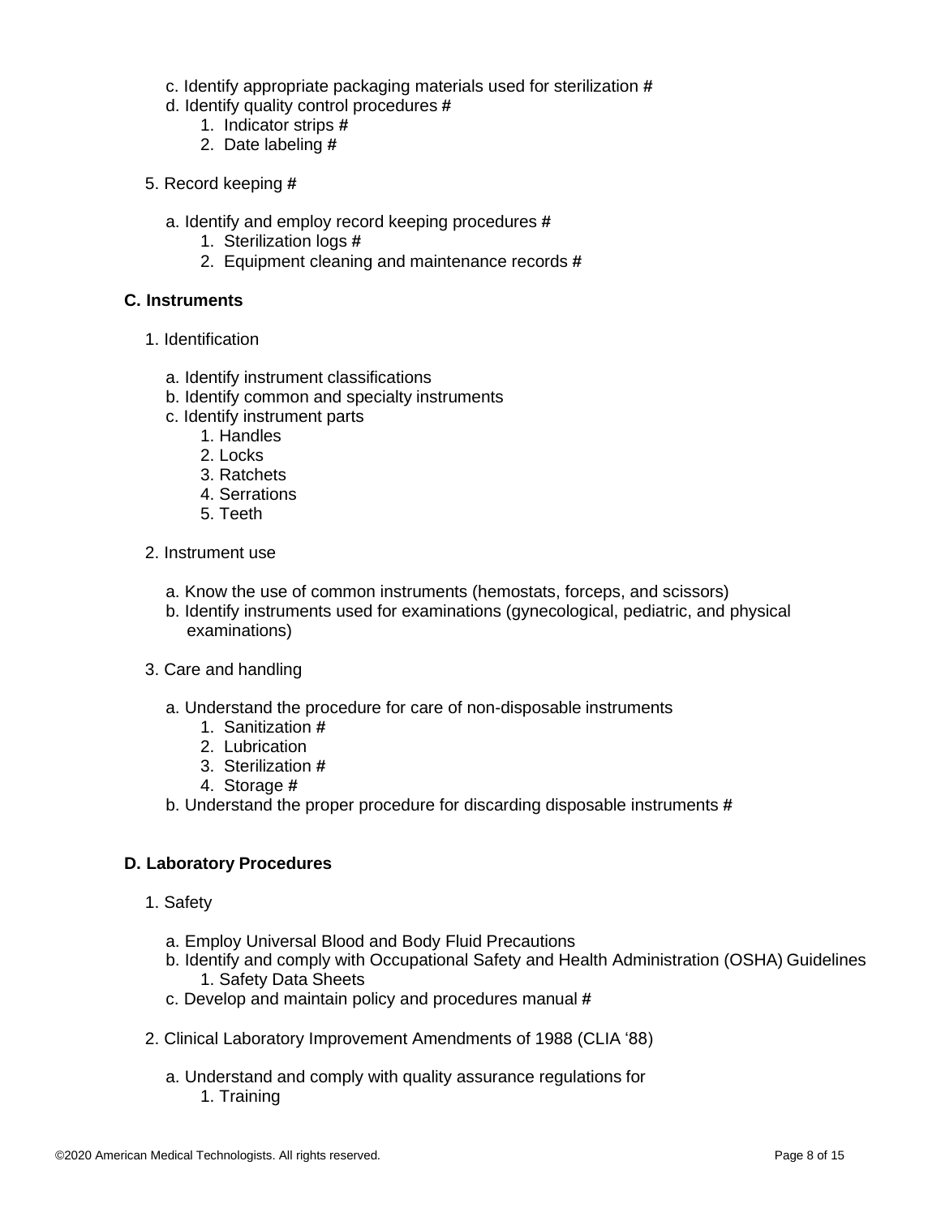- c. Identify appropriate packaging materials used for sterilization #
- d. Identify quality control procedures #
  1. Indicator strips #
  2. Date labeling #

5. Record keeping #

   - a. Identify and employ record keeping procedures #
     1. Sterilization logs #
     2. Equipment cleaning and maintenance records #

**C. Instruments**

1. Identification

   - a. Identify instrument classifications
   - b. Identify common and specialty instruments
   - c. Identify instrument parts
     1. Handles
     2. Locks
     3. Ratchets
     4. Serrations
     5. Teeth

2. Instrument use

   - a. Know the use of common instruments (hemostats, forceps, and scissors)
   - b. Identify instruments used for examinations (gynecological, pediatric, and physical examinations)

3. Care and handling

   - a. Understand the procedure for care of non-disposable instruments
     1. Sanitization #
     2. Lubrication
     3. Sterilization #
     4. Storage #
   - b. Understand the proper procedure for discarding disposable instruments #

**D. Laboratory Procedures**

1. Safety

   - a. Employ Universal Blood and Body Fluid Precautions
   - b. Identify and comply with Occupational Safety and Health Administration (OSHA) Guidelines
     1. Safety Data Sheets
   - c. Develop and maintain policy and procedures manual #

2. Clinical Laboratory Improvement Amendments of 1988 (CLIA '88)

   - a. Understand and comply with quality assurance regulations for
     1. Training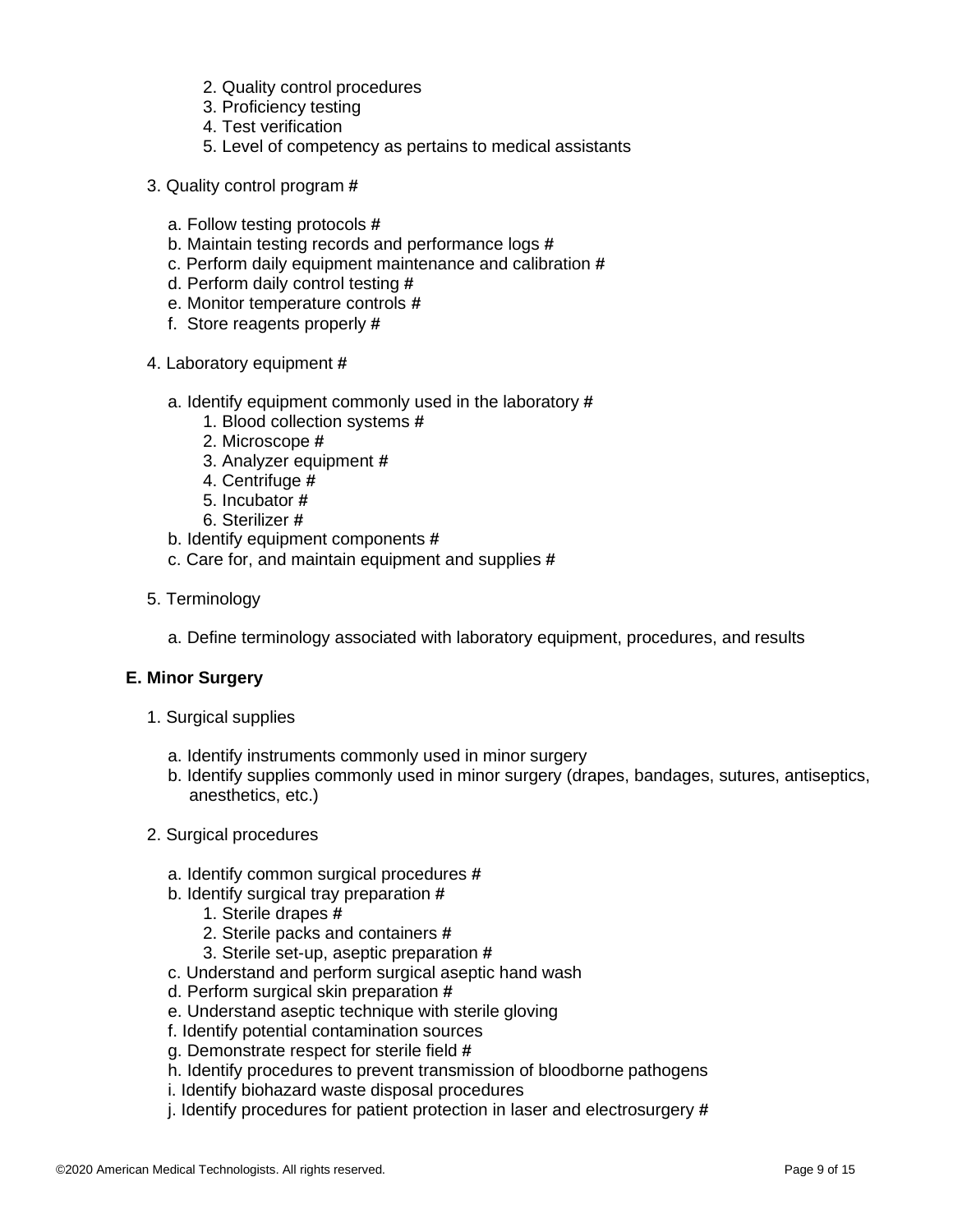2. Quality control procedures
    3. Proficiency testing
    4. Test verification
    5. Level of competency as pertains to medical assistants

3. Quality control program #

   a. Follow testing protocols #
   b. Maintain testing records and performance logs #
   c. Perform daily equipment maintenance and calibration #
   d. Perform daily control testing #
   e. Monitor temperature controls #
   f. Store reagents properly #

4. Laboratory equipment #

   a. Identify equipment commonly used in the laboratory #
      1. Blood collection systems #
      2. Microscope #
      3. Analyzer equipment #
      4. Centrifuge #
      5. Incubator #
      6. Sterilizer #
   b. Identify equipment components #
   c. Care for, and maintain equipment and supplies #

5. Terminology

   a. Define terminology associated with laboratory equipment, procedures, and results

**E. Minor Surgery**

1. Surgical supplies

   a. Identify instruments commonly used in minor surgery
   b. Identify supplies commonly used in minor surgery (drapes, bandages, sutures, antiseptics, anesthetics, etc.)

2. Surgical procedures

   a. Identify common surgical procedures #
   b. Identify surgical tray preparation #
      1. Sterile drapes #
      2. Sterile packs and containers #
      3. Sterile set-up, aseptic preparation #
   c. Understand and perform surgical aseptic hand wash
   d. Perform surgical skin preparation #
   e. Understand aseptic technique with sterile gloving
   f. Identify potential contamination sources
   g. Demonstrate respect for sterile field #
   h. Identify procedures to prevent transmission of bloodborne pathogens
   i. Identify biohazard waste disposal procedures
   j. Identify procedures for patient protection in laser and electrosurgery #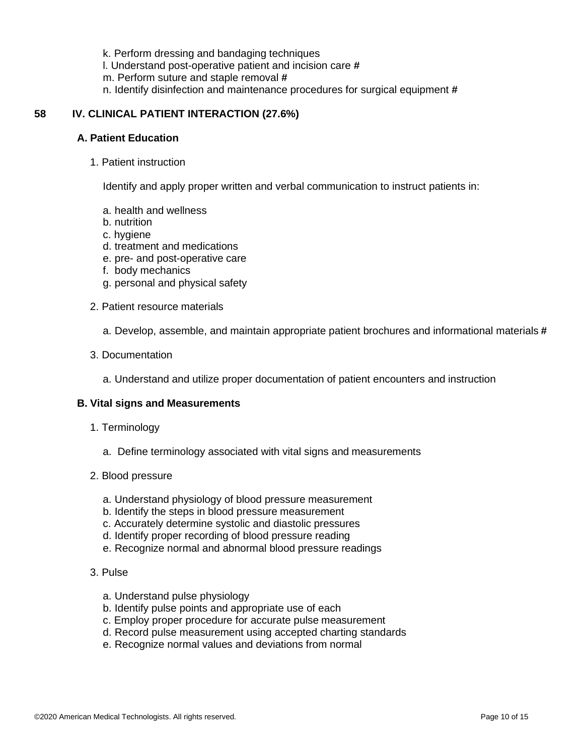k. Perform dressing and bandaging techniques
l. Understand post-operative patient and incision care #
m. Perform suture and staple removal #
n. Identify disinfection and maintenance procedures for surgical equipment #

## 58 IV. CLINICAL PATIENT INTERACTION (27.6%)

### A. Patient Education

1. Patient instruction

   Identify and apply proper written and verbal communication to instruct patients in:

   a. health and wellness
   b. nutrition
   c. hygiene
   d. treatment and medications
   e. pre- and post-operative care
   f. body mechanics
   g. personal and physical safety

2. Patient resource materials

   a. Develop, assemble, and maintain appropriate patient brochures and informational materials #

3. Documentation

   a. Understand and utilize proper documentation of patient encounters and instruction

### B. Vital signs and Measurements

1. Terminology

   a. Define terminology associated with vital signs and measurements

2. Blood pressure

   a. Understand physiology of blood pressure measurement
   b. Identify the steps in blood pressure measurement
   c. Accurately determine systolic and diastolic pressures
   d. Identify proper recording of blood pressure reading
   e. Recognize normal and abnormal blood pressure readings

3. Pulse

   a. Understand pulse physiology
   b. Identify pulse points and appropriate use of each
   c. Employ proper procedure for accurate pulse measurement
   d. Record pulse measurement using accepted charting standards
   e. Recognize normal values and deviations from normal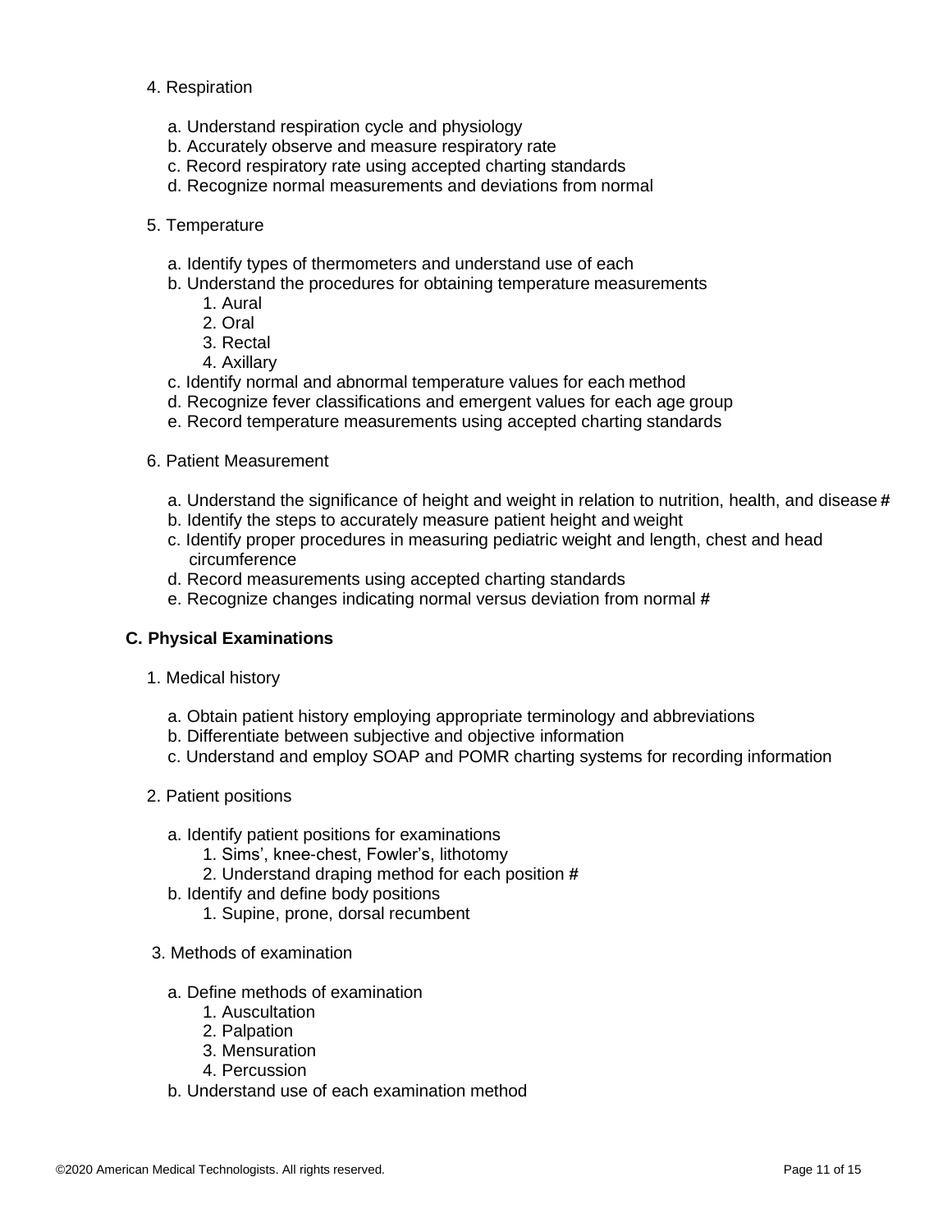4. Respiration

   a. Understand respiration cycle and physiology
   b. Accurately observe and measure respiratory rate
   c. Record respiratory rate using accepted charting standards
   d. Recognize normal measurements and deviations from normal

5. Temperature

   a. Identify types of thermometers and understand use of each
   b. Understand the procedures for obtaining temperature measurements
      1. Aural
      2. Oral
      3. Rectal
      4. Axillary
   c. Identify normal and abnormal temperature values for each method
   d. Recognize fever classifications and emergent values for each age group
   e. Record temperature measurements using accepted charting standards

6. Patient Measurement

   a. Understand the significance of height and weight in relation to nutrition, health, and disease **#**
   b. Identify the steps to accurately measure patient height and weight
   c. Identify proper procedures in measuring pediatric weight and length, chest and head circumference
   d. Record measurements using accepted charting standards
   e. Recognize changes indicating normal versus deviation from normal **#**

**C. Physical Examinations**

1. Medical history

   a. Obtain patient history employing appropriate terminology and abbreviations
   b. Differentiate between subjective and objective information
   c. Understand and employ SOAP and POMR charting systems for recording information

2. Patient positions

   a. Identify patient positions for examinations
      1. Sims', knee-chest, Fowler's, lithotomy
      2. Understand draping method for each position **#**
   b. Identify and define body positions
      1. Supine, prone, dorsal recumbent

3. Methods of examination

   a. Define methods of examination
      1. Auscultation
      2. Palpation
      3. Mensuration
      4. Percussion
   b. Understand use of each examination method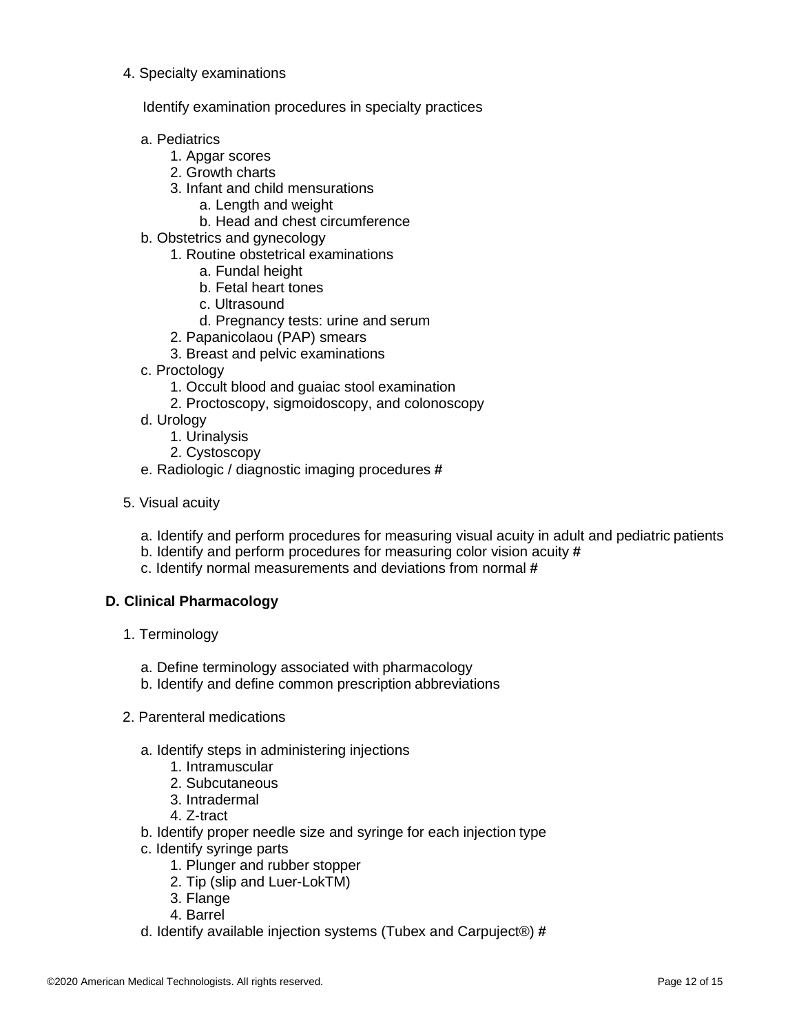4. Specialty examinations

   Identify examination procedures in specialty practices

   a. Pediatrics
      1. Apgar scores
      2. Growth charts
      3. Infant and child mensurations
         a. Length and weight
         b. Head and chest circumference
   b. Obstetrics and gynecology
      1. Routine obstetrical examinations
         a. Fundal height
         b. Fetal heart tones
         c. Ultrasound
         d. Pregnancy tests: urine and serum
      2. Papanicolaou (PAP) smears
      3. Breast and pelvic examinations
   c. Proctology
      1. Occult blood and guaiac stool examination
      2. Proctoscopy, sigmoidoscopy, and colonoscopy
   d. Urology
      1. Urinalysis
      2. Cystoscopy
   e. Radiologic / diagnostic imaging procedures #

5. Visual acuity

   a. Identify and perform procedures for measuring visual acuity in adult and pediatric patients
   b. Identify and perform procedures for measuring color vision acuity #
   c. Identify normal measurements and deviations from normal #

**D. Clinical Pharmacology**

1. Terminology

   a. Define terminology associated with pharmacology
   b. Identify and define common prescription abbreviations

2. Parenteral medications

   a. Identify steps in administering injections
      1. Intramuscular
      2. Subcutaneous
      3. Intradermal
      4. Z-tract
   b. Identify proper needle size and syringe for each injection type
   c. Identify syringe parts
      1. Plunger and rubber stopper
      2. Tip (slip and Luer-LokTM)
      3. Flange
      4. Barrel
   d. Identify available injection systems (Tubex and Carpuject®) #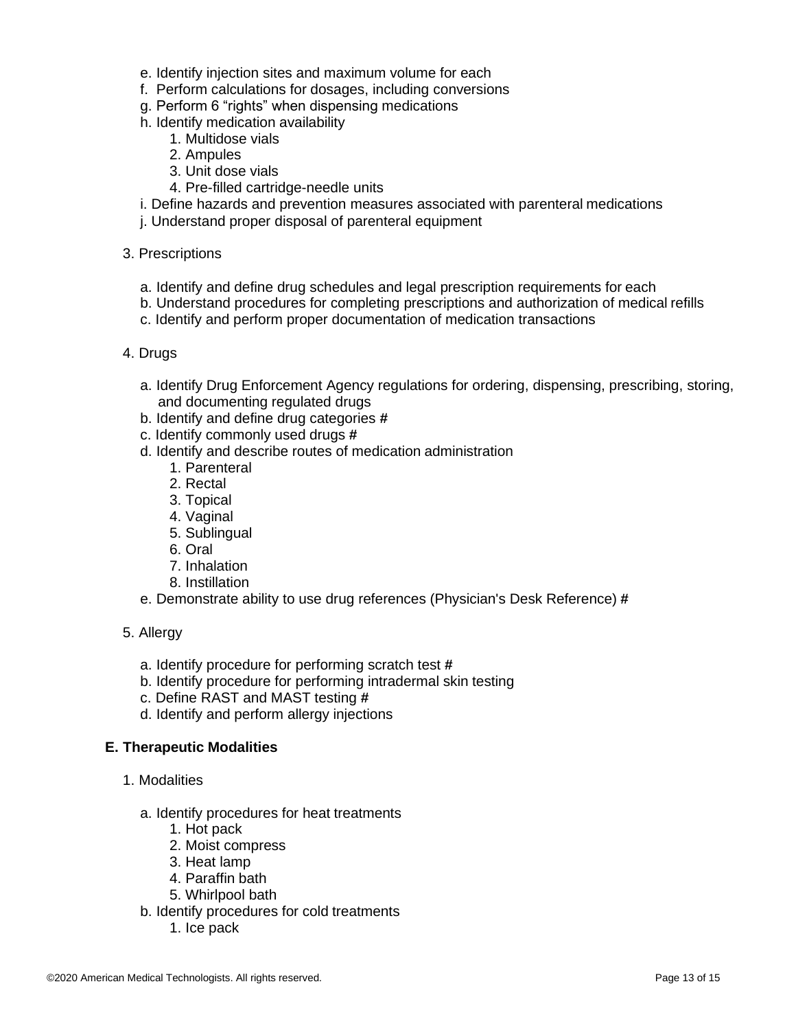e. Identify injection sites and maximum volume for each
f. Perform calculations for dosages, including conversions
g. Perform 6 "rights" when dispensing medications
h. Identify medication availability
    1. Multidose vials
    2. Ampules
    3. Unit dose vials
    4. Pre-filled cartridge-needle units
i. Define hazards and prevention measures associated with parenteral medications
j. Understand proper disposal of parenteral equipment

3. Prescriptions

    a. Identify and define drug schedules and legal prescription requirements for each
    b. Understand procedures for completing prescriptions and authorization of medical refills
    c. Identify and perform proper documentation of medication transactions

4. Drugs

    a. Identify Drug Enforcement Agency regulations for ordering, dispensing, prescribing, storing, and documenting regulated drugs
    b. Identify and define drug categories #
    c. Identify commonly used drugs #
    d. Identify and describe routes of medication administration
        1. Parenteral
        2. Rectal
        3. Topical
        4. Vaginal
        5. Sublingual
        6. Oral
        7. Inhalation
        8. Instillation
    e. Demonstrate ability to use drug references (Physician's Desk Reference) #

5. Allergy

    a. Identify procedure for performing scratch test #
    b. Identify procedure for performing intradermal skin testing
    c. Define RAST and MAST testing #
    d. Identify and perform allergy injections

**E. Therapeutic Modalities**

1. Modalities

    a. Identify procedures for heat treatments
        1. Hot pack
        2. Moist compress
        3. Heat lamp
        4. Paraffin bath
        5. Whirlpool bath
    b. Identify procedures for cold treatments
        1. Ice pack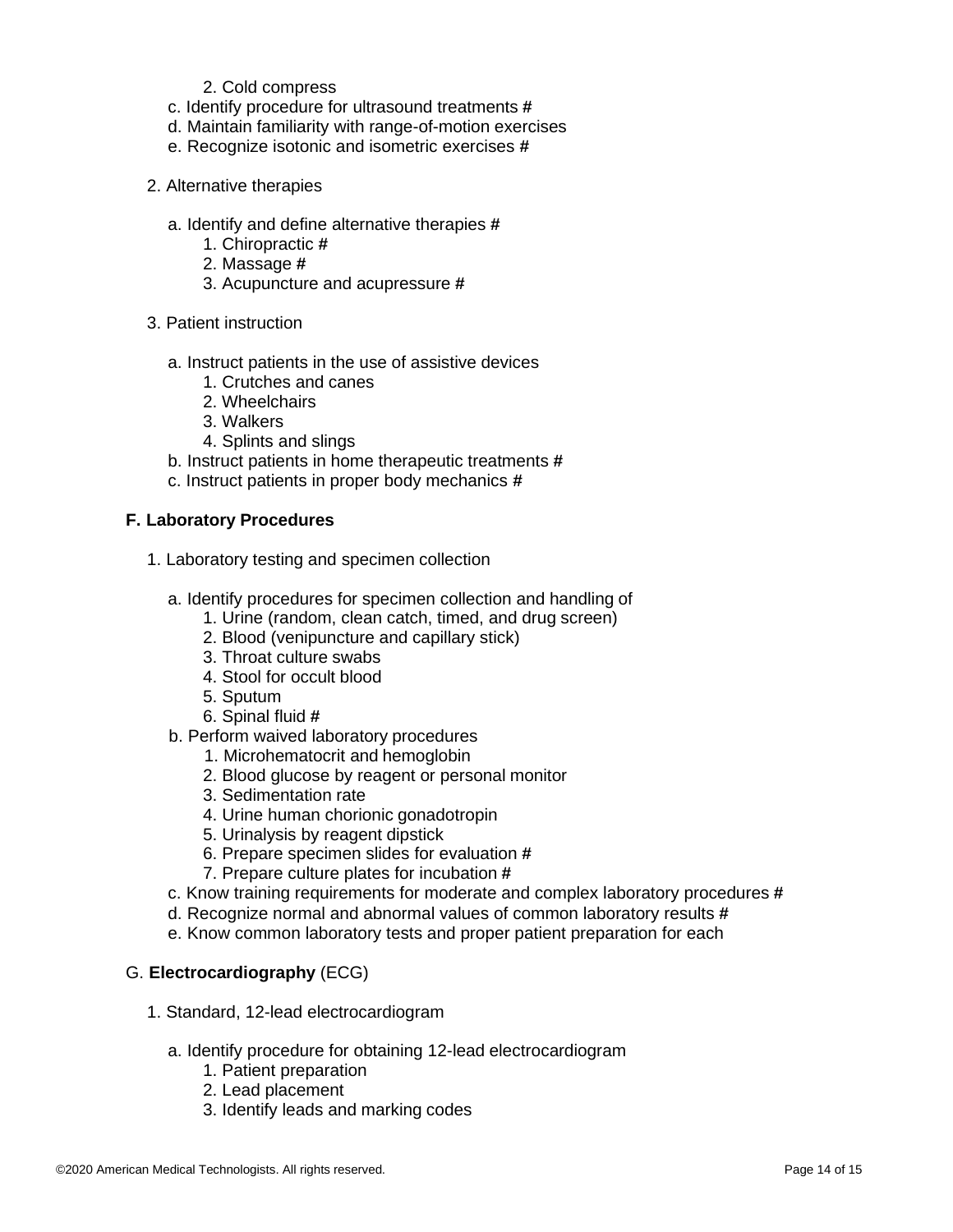2. Cold compress
   c. Identify procedure for ultrasound treatments #
   d. Maintain familiarity with range-of-motion exercises
   e. Recognize isotonic and isometric exercises #

2. Alternative therapies

   a. Identify and define alternative therapies #
      1. Chiropractic #
      2. Massage #
      3. Acupuncture and acupressure #

3. Patient instruction

   a. Instruct patients in the use of assistive devices
      1. Crutches and canes
      2. Wheelchairs
      3. Walkers
      4. Splints and slings
   b. Instruct patients in home therapeutic treatments #
   c. Instruct patients in proper body mechanics #

**F. Laboratory Procedures**

1. Laboratory testing and specimen collection

   a. Identify procedures for specimen collection and handling of
      1. Urine (random, clean catch, timed, and drug screen)
      2. Blood (venipuncture and capillary stick)
      3. Throat culture swabs
      4. Stool for occult blood
      5. Sputum
      6. Spinal fluid #
   b. Perform waived laboratory procedures
      1. Microhematocrit and hemoglobin
      2. Blood glucose by reagent or personal monitor
      3. Sedimentation rate
      4. Urine human chorionic gonadotropin
      5. Urinalysis by reagent dipstick
      6. Prepare specimen slides for evaluation #
      7. Prepare culture plates for incubation #
   c. Know training requirements for moderate and complex laboratory procedures #
   d. Recognize normal and abnormal values of common laboratory results #
   e. Know common laboratory tests and proper patient preparation for each

G. **Electrocardiography** (ECG)

1. Standard, 12-lead electrocardiogram

   a. Identify procedure for obtaining 12-lead electrocardiogram
      1. Patient preparation
      2. Lead placement
      3. Identify leads and marking codes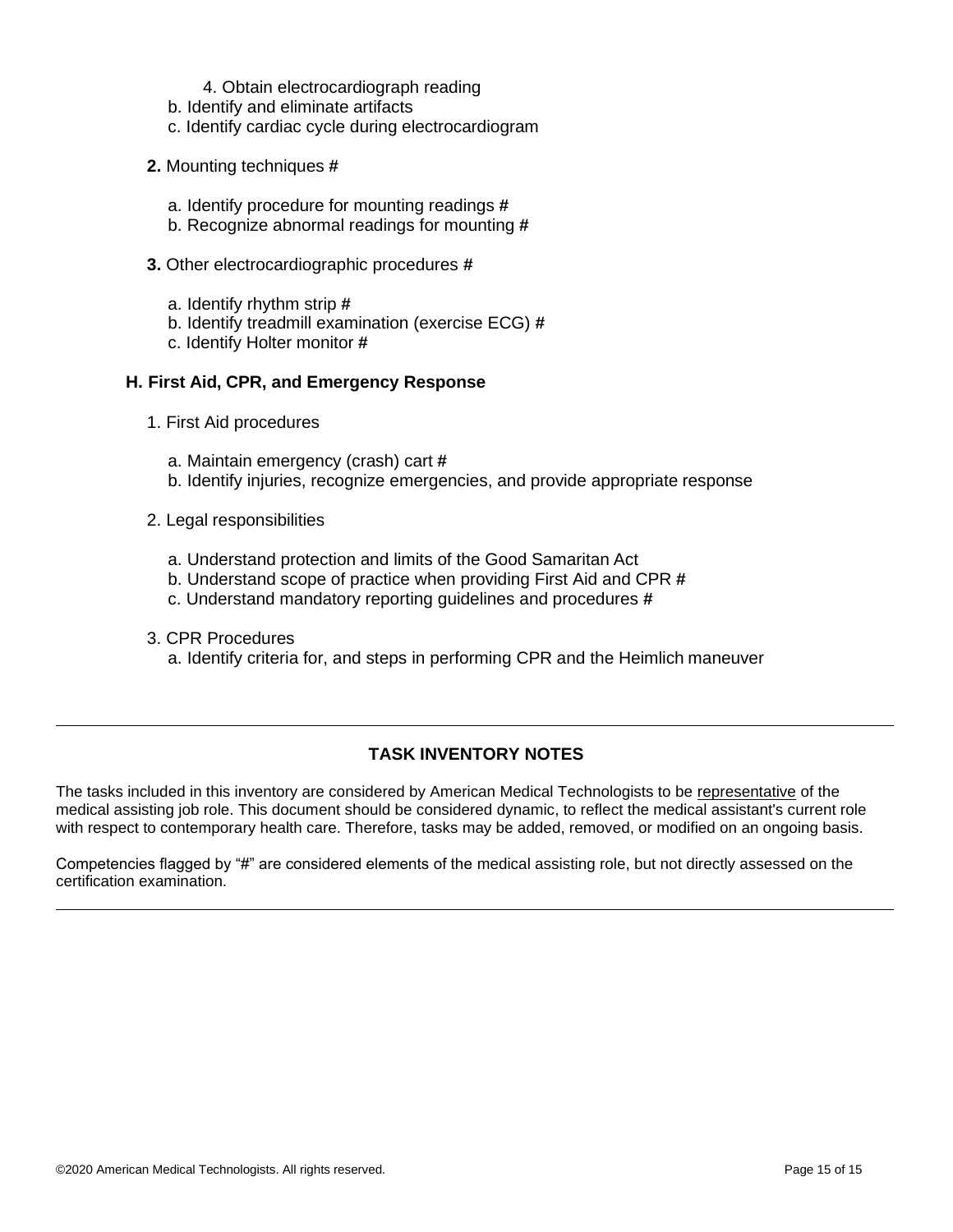4. Obtain electrocardiograph reading

b. Identify and eliminate artifacts

c. Identify cardiac cycle during electrocardiogram

**2.** Mounting techniques #

a. Identify procedure for mounting readings #

b. Recognize abnormal readings for mounting #

**3.** Other electrocardiographic procedures #

a. Identify rhythm strip #

b. Identify treadmill examination (exercise ECG) #

c. Identify Holter monitor #

### H. First Aid, CPR, and Emergency Response

1. First Aid procedures

   a. Maintain emergency (crash) cart #

   b. Identify injuries, recognize emergencies, and provide appropriate response

2. Legal responsibilities

   a. Understand protection and limits of the Good Samaritan Act

   b. Understand scope of practice when providing First Aid and CPR #

   c. Understand mandatory reporting guidelines and procedures #

3. CPR Procedures

   a. Identify criteria for, and steps in performing CPR and the Heimlich maneuver

---

## TASK INVENTORY NOTES

The tasks included in this inventory are considered by American Medical Technologists to be <u>representative</u> of the medical assisting job role. This document should be considered dynamic, to reflect the medical assistant's current role with respect to contemporary health care. Therefore, tasks may be added, removed, or modified on an ongoing basis.

Competencies flagged by "#" are considered elements of the medical assisting role, but not directly assessed on the certification examination.

---

©2020 American Medical Technologists. All rights reserved.